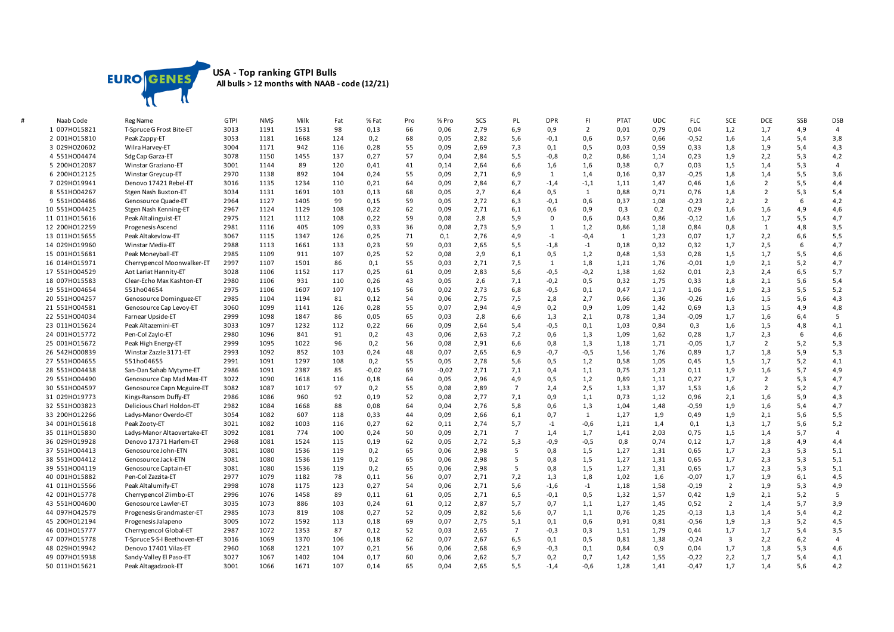**EURO GENES**

## USA - Top ranking GTPI Bulls

**All bulls > 12 months with NAAB - code (12/21)**

| # | Naab Code | Reg Name | GTPI | NM$ | Milk | Fat | % Fat | Pro | % Pro | SCS | PL | DPR | FI | PTAT | UDC | FLC | SCE | DCE | SSB | DSB |
|---|---|---|---|---|---|---|---|---|---|---|---|---|---|---|---|---|---|---|---|---|
| 1 | 007HO15821 | T-Spruce G Frost Bite-ET | 3013 | 1191 | 1531 | 98 | 0,13 | 66 | 0,06 | 2,79 | 6,9 | 0,9 | 2 | 0,01 | 0,79 | 0,04 | 1,2 | 1,7 | 4,9 | 4 |
| 2 | 001HO15810 | Peak Zappy-ET | 3053 | 1181 | 1668 | 124 | 0,2 | 68 | 0,05 | 2,82 | 5,6 | -0,1 | 0,6 | 0,57 | 0,66 | -0,52 | 1,6 | 1,4 | 5,4 | 3,8 |
| 3 | 029HO20602 | Wilra Harvey-ET | 3004 | 1171 | 942 | 116 | 0,28 | 55 | 0,09 | 2,69 | 7,3 | 0,1 | 0,5 | 0,03 | 0,59 | 0,33 | 1,8 | 1,9 | 5,4 | 4,3 |
| 4 | 551HO04474 | Sdg Cap Garza-ET | 3078 | 1150 | 1455 | 137 | 0,27 | 57 | 0,04 | 2,84 | 5,5 | -0,8 | 0,2 | 0,86 | 1,14 | 0,23 | 1,9 | 2,2 | 5,3 | 4,2 |
| 5 | 200HO12087 | Winstar Graziano-ET | 3001 | 1144 | 89 | 120 | 0,41 | 41 | 0,14 | 2,64 | 6,6 | 1,6 | 1,6 | 0,38 | 0,7 | 0,03 | 1,5 | 1,4 | 5,3 | 4 |
| 6 | 200HO12125 | Winstar Greycup-ET | 2970 | 1138 | 892 | 104 | 0,24 | 55 | 0,09 | 2,71 | 6,9 | 1 | 1,4 | 0,16 | 0,37 | -0,25 | 1,8 | 1,4 | 5,5 | 3,6 |
| 7 | 029HO19941 | Denovo 17421 Rebel-ET | 3016 | 1135 | 1234 | 110 | 0,21 | 64 | 0,09 | 2,84 | 6,7 | -1,4 | -1,1 | 1,11 | 1,47 | 0,46 | 1,6 | 2 | 5,5 | 4,4 |
| 8 | 551HO04267 | Stgen Nash Buxton-ET | 3034 | 1131 | 1691 | 103 | 0,13 | 68 | 0,05 | 2,7 | 6,4 | 0,5 | 1 | 0,88 | 0,71 | 0,76 | 1,8 | 2 | 5,3 | 5,4 |
| 9 | 551HO04486 | Genosource Quade-ET | 2964 | 1127 | 1405 | 99 | 0,15 | 59 | 0,05 | 2,72 | 6,3 | -0,1 | 0,6 | 0,37 | 1,08 | -0,23 | 2,2 | 2 | 6 | 4,2 |
| 10 | 551HO04425 | Stgen Nash Kenning-ET | 2967 | 1124 | 1129 | 108 | 0,22 | 62 | 0,09 | 2,71 | 6,1 | 0,6 | 0,9 | 0,3 | 0,2 | 0,29 | 1,6 | 1,6 | 4,9 | 4,6 |
| 11 | 011HO15616 | Peak Altalinguist-ET | 2975 | 1121 | 1112 | 108 | 0,22 | 59 | 0,08 | 2,8 | 5,9 | 0 | 0,6 | 0,43 | 0,86 | -0,12 | 1,6 | 1,7 | 5,5 | 4,7 |
| 12 | 200HO12259 | Progenesis Ascend | 2981 | 1116 | 405 | 109 | 0,33 | 36 | 0,08 | 2,73 | 5,9 | 1 | 1,2 | 0,86 | 1,18 | 0,84 | 0,8 | 1 | 4,8 | 3,5 |
| 13 | 011HO15655 | Peak Altakevlow-ET | 3067 | 1115 | 1347 | 126 | 0,25 | 71 | 0,1 | 2,76 | 4,9 | -1 | -0,4 | 1 | 1,23 | 0,07 | 1,7 | 2,2 | 6,6 | 5,5 |
| 14 | 029HO19960 | Winstar Media-ET | 2988 | 1113 | 1661 | 133 | 0,23 | 59 | 0,03 | 2,65 | 5,5 | -1,8 | -1 | 0,18 | 0,32 | 0,32 | 1,7 | 2,5 | 6 | 4,7 |
| 15 | 001HO15681 | Peak Moneyball-ET | 2985 | 1109 | 911 | 107 | 0,25 | 52 | 0,08 | 2,9 | 6,1 | 0,5 | 1,2 | 0,48 | 1,53 | 0,28 | 1,5 | 1,7 | 5,5 | 4,6 |
| 16 | 014HO15971 | Cherrypencol Moonwalker-ET | 2997 | 1107 | 1501 | 86 | 0,1 | 55 | 0,03 | 2,71 | 7,5 | 1 | 1,8 | 1,21 | 1,76 | -0,01 | 1,9 | 2,1 | 5,2 | 4,7 |
| 17 | 551HO04529 | Aot Lariat Hannity-ET | 3028 | 1106 | 1152 | 117 | 0,25 | 61 | 0,09 | 2,83 | 5,6 | -0,5 | -0,2 | 1,38 | 1,62 | 0,01 | 2,3 | 2,4 | 6,5 | 5,7 |
| 18 | 007HO15583 | Clear-Echo Max Kashton-ET | 2980 | 1106 | 931 | 110 | 0,26 | 43 | 0,05 | 2,6 | 7,1 | -0,2 | 0,5 | 0,32 | 1,75 | 0,33 | 1,8 | 2,1 | 5,6 | 5,4 |
| 19 | 551HO04654 | 551ho04654 | 2975 | 1106 | 1607 | 107 | 0,15 | 56 | 0,02 | 2,73 | 6,8 | -0,5 | 0,1 | 0,47 | 1,17 | 1,06 | 1,9 | 2,3 | 5,5 | 5,2 |
| 20 | 551HO04257 | Genosource Dominguez-ET | 2985 | 1104 | 1194 | 81 | 0,12 | 54 | 0,06 | 2,75 | 7,5 | 2,8 | 2,7 | 0,66 | 1,36 | -0,26 | 1,6 | 1,5 | 5,6 | 4,3 |
| 21 | 551HO04581 | Genosource Cap Levoy-ET | 3060 | 1099 | 1141 | 126 | 0,28 | 55 | 0,07 | 2,94 | 4,9 | 0,2 | 0,9 | 1,09 | 1,42 | 0,69 | 1,3 | 1,5 | 4,9 | 4,8 |
| 22 | 551HO04034 | Farnear Upside-ET | 2999 | 1098 | 1847 | 86 | 0,05 | 65 | 0,03 | 2,8 | 6,6 | 1,3 | 2,1 | 0,78 | 1,34 | -0,09 | 1,7 | 1,6 | 6,4 | 5 |
| 23 | 011HO15624 | Peak Altazemini-ET | 3033 | 1097 | 1232 | 112 | 0,22 | 66 | 0,09 | 2,64 | 5,4 | -0,5 | 0,1 | 1,03 | 0,84 | 0,3 | 1,6 | 1,5 | 4,8 | 4,1 |
| 24 | 001HO15772 | Pen-Col Zaylo-ET | 2980 | 1096 | 841 | 91 | 0,2 | 43 | 0,06 | 2,63 | 7,2 | 0,6 | 1,3 | 1,09 | 1,62 | 0,28 | 1,7 | 2,3 | 6 | 4,6 |
| 25 | 001HO15672 | Peak High Energy-ET | 2999 | 1095 | 1022 | 96 | 0,2 | 56 | 0,08 | 2,91 | 6,6 | 0,8 | 1,3 | 1,18 | 1,71 | -0,05 | 1,7 | 2 | 5,2 | 5,3 |
| 26 | 542HO00839 | Winstar Zazzle 3171-ET | 2993 | 1092 | 852 | 103 | 0,24 | 48 | 0,07 | 2,65 | 6,9 | -0,7 | -0,5 | 1,56 | 1,76 | 0,89 | 1,7 | 1,8 | 5,9 | 5,3 |
| 27 | 551HO04655 | 551ho04655 | 2991 | 1091 | 1297 | 108 | 0,2 | 55 | 0,05 | 2,78 | 5,6 | 0,5 | 1,2 | 0,58 | 1,05 | 0,45 | 1,5 | 1,7 | 5,2 | 4,1 |
| 28 | 551HO04438 | San-Dan Sahab Mytyme-ET | 2986 | 1091 | 2387 | 85 | -0,02 | 69 | -0,02 | 2,71 | 7,1 | 0,4 | 1,1 | 0,75 | 1,23 | 0,11 | 1,9 | 1,6 | 5,7 | 4,9 |
| 29 | 551HO04490 | Genosource Cap Mad Max-ET | 3022 | 1090 | 1618 | 116 | 0,18 | 64 | 0,05 | 2,96 | 4,9 | 0,5 | 1,2 | 0,89 | 1,11 | 0,27 | 1,7 | 2 | 5,3 | 4,7 |
| 30 | 551HO04597 | Genosource Capn Mcguire-ET | 3082 | 1087 | 1017 | 97 | 0,2 | 55 | 0,08 | 2,89 | 7 | 2,4 | 2,5 | 1,33 | 1,37 | 1,53 | 1,6 | 2 | 5,2 | 4,7 |
| 31 | 029HO19773 | Kings-Ransom Duffy-ET | 2986 | 1086 | 960 | 92 | 0,19 | 52 | 0,08 | 2,77 | 7,1 | 0,9 | 1,1 | 0,73 | 1,12 | 0,96 | 2,1 | 1,6 | 5,9 | 4,3 |
| 32 | 551HO03823 | Delicious Charl Holdon-ET | 2982 | 1084 | 1668 | 88 | 0,08 | 64 | 0,04 | 2,76 | 5,8 | 0,6 | 1,3 | 1,04 | 1,48 | -0,59 | 1,9 | 1,6 | 5,4 | 4,7 |
| 33 | 200HO12266 | Ladys-Manor Overdo-ET | 3054 | 1082 | 607 | 118 | 0,33 | 44 | 0,09 | 2,66 | 6,1 | 0,7 | 1 | 1,27 | 1,9 | 0,49 | 1,9 | 2,1 | 5,6 | 5,5 |
| 34 | 001HO15618 | Peak Zooty-ET | 3021 | 1082 | 1003 | 116 | 0,27 | 62 | 0,11 | 2,74 | 5,7 | -1 | -0,6 | 1,21 | 1,4 | 0,1 | 1,3 | 1,7 | 5,6 | 5,2 |
| 35 | 011HO15830 | Ladys-Manor Altaovertake-ET | 3092 | 1081 | 774 | 100 | 0,24 | 50 | 0,09 | 2,71 | 7 | 1,4 | 1,7 | 1,41 | 2,03 | 0,75 | 1,5 | 1,4 | 5,7 | 4 |
| 36 | 029HO19928 | Denovo 17371 Harlem-ET | 2968 | 1081 | 1524 | 115 | 0,19 | 62 | 0,05 | 2,72 | 5,3 | -0,9 | -0,5 | 0,8 | 0,74 | 0,12 | 1,7 | 1,8 | 4,9 | 4,4 |
| 37 | 551HO04413 | Genosource John-ETN | 3081 | 1080 | 1536 | 119 | 0,2 | 65 | 0,06 | 2,98 | 5 | 0,8 | 1,5 | 1,27 | 1,31 | 0,65 | 1,7 | 2,3 | 5,3 | 5,1 |
| 38 | 551HO04412 | Genosource Jack-ETN | 3081 | 1080 | 1536 | 119 | 0,2 | 65 | 0,06 | 2,98 | 5 | 0,8 | 1,5 | 1,27 | 1,31 | 0,65 | 1,7 | 2,3 | 5,3 | 5,1 |
| 39 | 551HO04119 | Genosource Captain-ET | 3081 | 1080 | 1536 | 119 | 0,2 | 65 | 0,06 | 2,98 | 5 | 0,8 | 1,5 | 1,27 | 1,31 | 0,65 | 1,7 | 2,3 | 5,3 | 5,1 |
| 40 | 001HO15882 | Pen-Col Zazzita-ET | 2977 | 1079 | 1182 | 78 | 0,11 | 56 | 0,07 | 2,71 | 7,2 | 1,3 | 1,8 | 1,02 | 1,6 | -0,07 | 1,7 | 1,9 | 6,1 | 4,5 |
| 41 | 011HO15566 | Peak Altalumify-ET | 2998 | 1078 | 1175 | 123 | 0,27 | 54 | 0,06 | 2,71 | 5,6 | -1,6 | -1 | 1,18 | 1,58 | -0,19 | 2 | 1,9 | 5,3 | 4,9 |
| 42 | 001HO15778 | Cherrypencol Zlimbo-ET | 2996 | 1076 | 1458 | 89 | 0,11 | 61 | 0,05 | 2,71 | 6,5 | -0,1 | 0,5 | 1,32 | 1,57 | 0,42 | 1,9 | 2,1 | 5,2 | 5 |
| 43 | 551HO04600 | Genosource Lawler-ET | 3035 | 1073 | 886 | 103 | 0,24 | 61 | 0,12 | 2,87 | 5,7 | 0,7 | 1,1 | 1,27 | 1,45 | 0,52 | 2 | 1,4 | 5,7 | 3,9 |
| 44 | 097HO42579 | Progenesis Grandmaster-ET | 2985 | 1073 | 819 | 108 | 0,27 | 52 | 0,09 | 2,82 | 5,6 | 0,7 | 1,1 | 0,76 | 1,25 | -0,13 | 1,3 | 1,4 | 5,4 | 4,2 |
| 45 | 200HO12194 | Progenesis Jalapeno | 3005 | 1072 | 1592 | 113 | 0,18 | 69 | 0,07 | 2,75 | 5,1 | 0,1 | 0,6 | 0,91 | 0,81 | -0,56 | 1,9 | 1,3 | 5,2 | 4,5 |
| 46 | 001HO15777 | Cherrypencol Global-ET | 2987 | 1072 | 1353 | 87 | 0,12 | 52 | 0,03 | 2,65 | 7 | -0,3 | 0,3 | 1,51 | 1,79 | 0,44 | 1,7 | 1,7 | 5,4 | 3,5 |
| 47 | 007HO15778 | T-Spruce S-S-I Beethoven-ET | 3016 | 1069 | 1370 | 106 | 0,18 | 62 | 0,07 | 2,67 | 6,5 | 0,1 | 0,5 | 0,81 | 1,38 | -0,24 | 3 | 2,2 | 6,2 | 4 |
| 48 | 029HO19942 | Denovo 17401 Vilas-ET | 2960 | 1068 | 1221 | 107 | 0,21 | 56 | 0,06 | 2,68 | 6,9 | -0,3 | 0,1 | 0,84 | 0,9 | 0,04 | 1,7 | 1,8 | 5,3 | 4,6 |
| 49 | 007HO15938 | Sandy-Valley El Paso-ET | 3027 | 1067 | 1402 | 104 | 0,17 | 60 | 0,06 | 2,62 | 5,7 | 0,2 | 0,7 | 1,42 | 1,55 | -0,22 | 2,2 | 1,7 | 5,4 | 4,1 |
| 50 | 011HO15621 | Peak Altagadzook-ET | 3001 | 1066 | 1671 | 107 | 0,14 | 65 | 0,04 | 2,65 | 5,5 | -1,4 | -0,6 | 1,28 | 1,41 | -0,47 | 1,7 | 1,4 | 5,6 | 4,2 |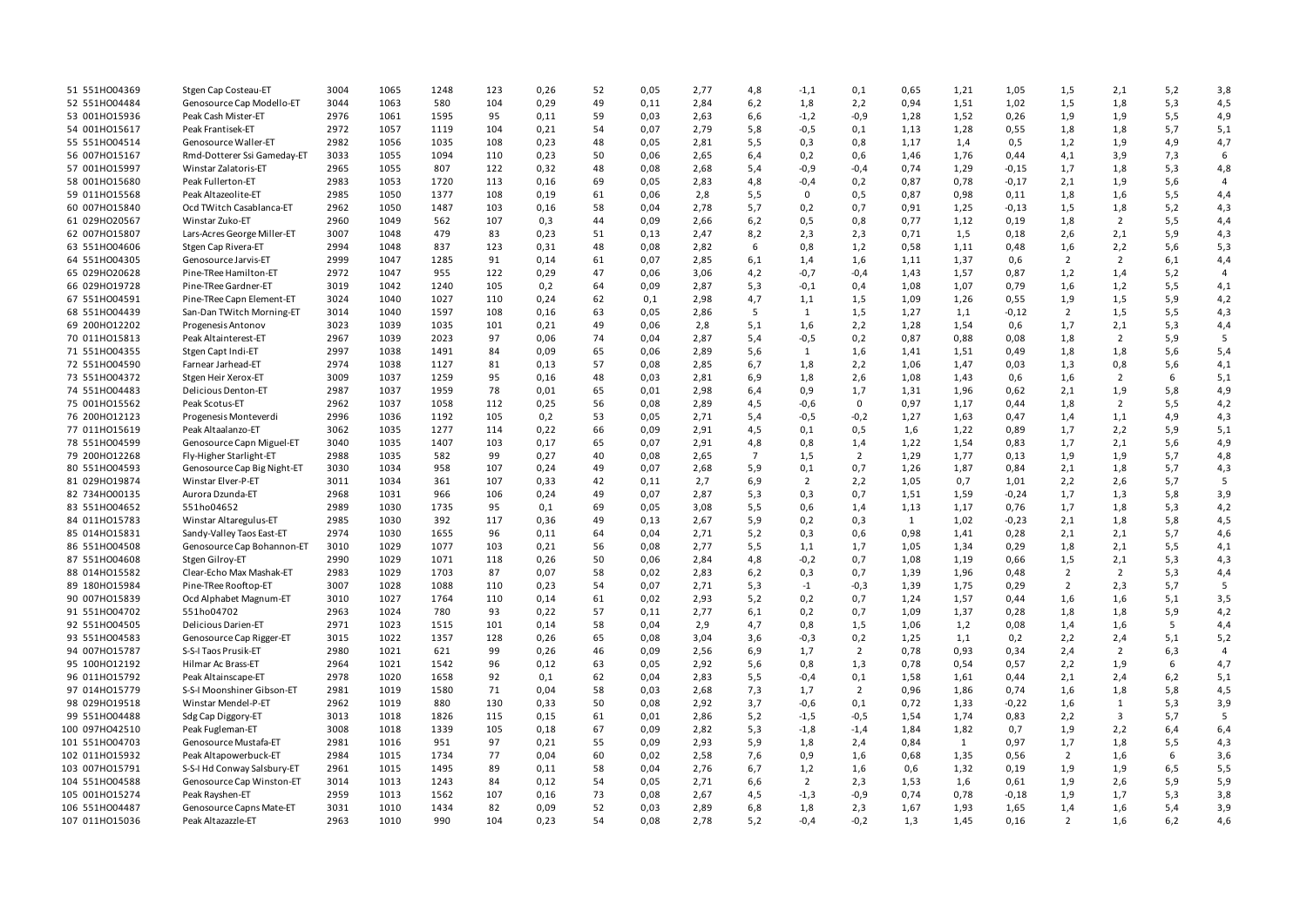| | | | | | | | | | | | | | | | | | | | | |
|---|---|---|---|---|---|---|---|---|---|---|---|---|---|---|---|---|---|---|---|---|
| 51 | 551HO04369 | Stgen Cap Costeau-ET | 3004 | 1065 | 1248 | 123 | 0,26 | 52 | 0,05 | 2,77 | 4,8 | -1,1 | 0,1 | 0,65 | 1,21 | 1,05 | 1,5 | 2,1 | 5,2 | 3,8 |
| 52 | 551HO04484 | Genosource Cap Modello-ET | 3044 | 1063 | 580 | 104 | 0,29 | 49 | 0,11 | 2,84 | 6,2 | 1,8 | 2,2 | 0,94 | 1,51 | 1,02 | 1,5 | 1,8 | 5,3 | 4,5 |
| 53 | 001HO15936 | Peak Cash Mister-ET | 2976 | 1061 | 1595 | 95 | 0,11 | 59 | 0,03 | 2,63 | 6,6 | -1,2 | -0,9 | 1,28 | 1,52 | 0,26 | 1,9 | 1,9 | 5,5 | 4,9 |
| 54 | 001HO15617 | Peak Frantisek-ET | 2972 | 1057 | 1119 | 104 | 0,21 | 54 | 0,07 | 2,79 | 5,8 | -0,5 | 0,1 | 1,13 | 1,28 | 0,55 | 1,8 | 1,8 | 5,7 | 5,1 |
| 55 | 551HO04514 | Genosource Waller-ET | 2982 | 1056 | 1035 | 108 | 0,23 | 48 | 0,05 | 2,81 | 5,5 | 0,3 | 0,8 | 1,17 | 1,4 | 0,5 | 1,2 | 1,9 | 4,9 | 4,7 |
| 56 | 007HO15167 | Rmd-Dotterer Ssi Gameday-ET | 3033 | 1055 | 1094 | 110 | 0,23 | 50 | 0,06 | 2,65 | 6,4 | 0,2 | 0,6 | 1,46 | 1,76 | 0,44 | 4,1 | 3,9 | 7,3 | 6 |
| 57 | 001HO15997 | Winstar Zalatoris-ET | 2965 | 1055 | 807 | 122 | 0,32 | 48 | 0,08 | 2,68 | 5,4 | -0,9 | -0,4 | 0,74 | 1,29 | -0,15 | 1,7 | 1,8 | 5,3 | 4,8 |
| 58 | 001HO15680 | Peak Fullerton-ET | 2983 | 1053 | 1720 | 113 | 0,16 | 69 | 0,05 | 2,83 | 4,8 | -0,4 | 0,2 | 0,87 | 0,78 | -0,17 | 2,1 | 1,9 | 5,6 | 4 |
| 59 | 011HO15568 | Peak Altazeolite-ET | 2985 | 1050 | 1377 | 108 | 0,19 | 61 | 0,06 | 2,8 | 5,5 | 0 | 0,5 | 0,87 | 0,98 | 0,11 | 1,8 | 1,6 | 5,5 | 4,4 |
| 60 | 007HO15840 | Ocd TWitch Casablanca-ET | 2962 | 1050 | 1487 | 103 | 0,16 | 58 | 0,04 | 2,78 | 5,7 | 0,2 | 0,7 | 0,91 | 1,25 | -0,13 | 1,5 | 1,8 | 5,2 | 4,3 |
| 61 | 029HO20567 | Winstar Zuko-ET | 2960 | 1049 | 562 | 107 | 0,3 | 44 | 0,09 | 2,66 | 6,2 | 0,5 | 0,8 | 0,77 | 1,12 | 0,19 | 1,8 | 2 | 5,5 | 4,4 |
| 62 | 007HO15807 | Lars-Acres George Miller-ET | 3007 | 1048 | 479 | 83 | 0,23 | 51 | 0,13 | 2,47 | 8,2 | 2,3 | 2,3 | 0,71 | 1,5 | 0,18 | 2,6 | 2,1 | 5,9 | 4,3 |
| 63 | 551HO04606 | Stgen Cap Rivera-ET | 2994 | 1048 | 837 | 123 | 0,31 | 48 | 0,08 | 2,82 | 6 | 0,8 | 1,2 | 0,58 | 1,11 | 0,48 | 1,6 | 2,2 | 5,6 | 5,3 |
| 64 | 551HO04305 | Genosource Jarvis-ET | 2999 | 1047 | 1285 | 91 | 0,14 | 61 | 0,07 | 2,85 | 6,1 | 1,4 | 1,6 | 1,11 | 1,37 | 0,6 | 2 | 2 | 6,1 | 4,4 |
| 65 | 029HO20628 | Pine-TRee Hamilton-ET | 2972 | 1047 | 955 | 122 | 0,29 | 47 | 0,06 | 3,06 | 4,2 | -0,7 | -0,4 | 1,43 | 1,57 | 0,87 | 1,2 | 1,4 | 5,2 | 4 |
| 66 | 029HO19728 | Pine-TRee Gardner-ET | 3019 | 1042 | 1240 | 105 | 0,2 | 64 | 0,09 | 2,87 | 5,3 | -0,1 | 0,4 | 1,08 | 1,07 | 0,79 | 1,6 | 1,2 | 5,5 | 4,1 |
| 67 | 551HO04591 | Pine-TRee Capn Element-ET | 3024 | 1040 | 1027 | 110 | 0,24 | 62 | 0,1 | 2,98 | 4,7 | 1,1 | 1,5 | 1,09 | 1,26 | 0,55 | 1,9 | 1,5 | 5,9 | 4,2 |
| 68 | 551HO04439 | San-Dan TWitch Morning-ET | 3014 | 1040 | 1597 | 108 | 0,16 | 63 | 0,05 | 2,86 | 5 | 1 | 1,5 | 1,27 | 1,1 | -0,12 | 2 | 1,5 | 5,5 | 4,3 |
| 69 | 200HO12202 | Progenesis Antonov | 3023 | 1039 | 1035 | 101 | 0,21 | 49 | 0,06 | 2,8 | 5,1 | 1,6 | 2,2 | 1,28 | 1,54 | 0,6 | 1,7 | 2,1 | 5,3 | 4,4 |
| 70 | 011HO15813 | Peak Altainterest-ET | 2967 | 1039 | 2023 | 97 | 0,06 | 74 | 0,04 | 2,87 | 5,4 | -0,5 | 0,2 | 0,87 | 0,88 | 0,08 | 1,8 | 2 | 5,9 | 5 |
| 71 | 551HO04355 | Stgen Capt Indi-ET | 2997 | 1038 | 1491 | 84 | 0,09 | 65 | 0,06 | 2,89 | 5,6 | 1 | 1,6 | 1,41 | 1,51 | 0,49 | 1,8 | 1,8 | 5,6 | 5,4 |
| 72 | 551HO04590 | Farnear Jarhead-ET | 2974 | 1038 | 1127 | 81 | 0,13 | 57 | 0,08 | 2,85 | 6,7 | 1,8 | 2,2 | 1,06 | 1,47 | 0,03 | 1,3 | 0,8 | 5,6 | 4,1 |
| 73 | 551HO04372 | Stgen Heir Xerox-ET | 3009 | 1037 | 1259 | 95 | 0,16 | 48 | 0,03 | 2,81 | 6,9 | 1,8 | 2,6 | 1,08 | 1,43 | 0,6 | 1,6 | 2 | 6 | 5,1 |
| 74 | 551HO04483 | Delicious Denton-ET | 2987 | 1037 | 1959 | 78 | 0,01 | 65 | 0,01 | 2,98 | 6,4 | 0,9 | 1,7 | 1,31 | 1,96 | 0,62 | 2,1 | 1,9 | 5,8 | 4,9 |
| 75 | 001HO15562 | Peak Scotus-ET | 2962 | 1037 | 1058 | 112 | 0,25 | 56 | 0,08 | 2,89 | 4,5 | -0,6 | 0 | 0,97 | 1,17 | 0,44 | 1,8 | 2 | 5,5 | 4,2 |
| 76 | 200HO12123 | Progenesis Monteverdi | 2996 | 1036 | 1192 | 105 | 0,2 | 53 | 0,05 | 2,71 | 5,4 | -0,5 | -0,2 | 1,27 | 1,63 | 0,47 | 1,4 | 1,1 | 4,9 | 4,3 |
| 77 | 011HO15619 | Peak Altaalanzo-ET | 3062 | 1035 | 1277 | 114 | 0,22 | 66 | 0,09 | 2,91 | 4,5 | 0,1 | 0,5 | 1,6 | 1,22 | 0,89 | 1,7 | 2,2 | 5,9 | 5,1 |
| 78 | 551HO04599 | Genosource Capn Miguel-ET | 3040 | 1035 | 1407 | 103 | 0,17 | 65 | 0,07 | 2,91 | 4,8 | 0,8 | 1,4 | 1,22 | 1,54 | 0,83 | 1,7 | 2,1 | 5,6 | 4,9 |
| 79 | 200HO12268 | Fly-Higher Starlight-ET | 2988 | 1035 | 582 | 99 | 0,27 | 40 | 0,08 | 2,65 | 7 | 1,5 | 2 | 1,29 | 1,77 | 0,13 | 1,9 | 1,9 | 5,7 | 4,8 |
| 80 | 551HO04593 | Genosource Cap Big Night-ET | 3030 | 1034 | 958 | 107 | 0,24 | 49 | 0,07 | 2,68 | 5,9 | 0,1 | 0,7 | 1,26 | 1,87 | 0,84 | 2,1 | 1,8 | 5,7 | 4,3 |
| 81 | 029HO19874 | Winstar Elver-P-ET | 3011 | 1034 | 361 | 107 | 0,33 | 42 | 0,11 | 2,7 | 6,9 | 2 | 2,2 | 1,05 | 0,7 | 1,01 | 2,2 | 2,6 | 5,7 | 5 |
| 82 | 734HO00135 | Aurora Dzunda-ET | 2968 | 1031 | 966 | 106 | 0,24 | 49 | 0,07 | 2,87 | 5,3 | 0,3 | 0,7 | 1,51 | 1,59 | -0,24 | 1,7 | 1,3 | 5,8 | 3,9 |
| 83 | 551HO04652 | 551ho04652 | 2989 | 1030 | 1735 | 95 | 0,1 | 69 | 0,05 | 3,08 | 5,5 | 0,6 | 1,4 | 1,13 | 1,17 | 0,76 | 1,7 | 1,8 | 5,3 | 4,2 |
| 84 | 011HO15783 | Winstar Altaregulus-ET | 2985 | 1030 | 392 | 117 | 0,36 | 49 | 0,13 | 2,67 | 5,9 | 0,2 | 0,3 | 1 | 1,02 | -0,23 | 2,1 | 1,8 | 5,8 | 4,5 |
| 85 | 014HO15831 | Sandy-Valley Taos East-ET | 2974 | 1030 | 1655 | 96 | 0,11 | 64 | 0,04 | 2,71 | 5,2 | 0,3 | 0,6 | 0,98 | 1,41 | 0,28 | 2,1 | 2,1 | 5,7 | 4,6 |
| 86 | 551HO04508 | Genosource Cap Bohannon-ET | 3010 | 1029 | 1077 | 103 | 0,21 | 56 | 0,08 | 2,77 | 5,5 | 1,1 | 1,7 | 1,05 | 1,34 | 0,29 | 1,8 | 2,1 | 5,5 | 4,1 |
| 87 | 551HO04608 | Stgen Gilroy-ET | 2990 | 1029 | 1071 | 118 | 0,26 | 50 | 0,06 | 2,84 | 4,8 | -0,2 | 0,7 | 1,08 | 1,19 | 0,66 | 1,5 | 2,1 | 5,3 | 4,3 |
| 88 | 014HO15582 | Clear-Echo Max Mashak-ET | 2983 | 1029 | 1703 | 87 | 0,07 | 58 | 0,02 | 2,83 | 6,2 | 0,3 | 0,7 | 1,39 | 1,96 | 0,48 | 2 | 2 | 5,3 | 4,4 |
| 89 | 180HO15984 | Pine-TRee Rooftop-ET | 3007 | 1028 | 1088 | 110 | 0,23 | 54 | 0,07 | 2,71 | 5,3 | -1 | -0,3 | 1,39 | 1,75 | 0,29 | 2 | 2,3 | 5,7 | 5 |
| 90 | 007HO15839 | Ocd Alphabet Magnum-ET | 3010 | 1027 | 1764 | 110 | 0,14 | 61 | 0,02 | 2,93 | 5,2 | 0,2 | 0,7 | 1,24 | 1,57 | 0,44 | 1,6 | 1,6 | 5,1 | 3,5 |
| 91 | 551HO04702 | 551ho04702 | 2963 | 1024 | 780 | 93 | 0,22 | 57 | 0,11 | 2,77 | 6,1 | 0,2 | 0,7 | 1,09 | 1,37 | 0,28 | 1,8 | 1,8 | 5,9 | 4,2 |
| 92 | 551HO04505 | Delicious Darien-ET | 2971 | 1023 | 1515 | 101 | 0,14 | 58 | 0,04 | 2,9 | 4,7 | 0,8 | 1,5 | 1,06 | 1,2 | 0,08 | 1,4 | 1,6 | 5 | 4,4 |
| 93 | 551HO04583 | Genosource Cap Rigger-ET | 3015 | 1022 | 1357 | 128 | 0,26 | 65 | 0,08 | 3,04 | 3,6 | -0,3 | 0,2 | 1,25 | 1,1 | 0,2 | 2,2 | 2,4 | 5,1 | 5,2 |
| 94 | 007HO15787 | S-S-I Taos Prusik-ET | 2980 | 1021 | 621 | 99 | 0,26 | 46 | 0,09 | 2,56 | 6,9 | 1,7 | 2 | 0,78 | 0,93 | 0,34 | 2,4 | 2 | 6,3 | 4 |
| 95 | 100HO12192 | Hilmar Ac Brass-ET | 2964 | 1021 | 1542 | 96 | 0,12 | 63 | 0,05 | 2,92 | 5,6 | 0,8 | 1,3 | 0,78 | 0,54 | 0,57 | 2,2 | 1,9 | 6 | 4,7 |
| 96 | 011HO15792 | Peak Altainscape-ET | 2978 | 1020 | 1658 | 92 | 0,1 | 62 | 0,04 | 2,83 | 5,5 | -0,4 | 0,1 | 1,58 | 1,61 | 0,44 | 2,1 | 2,4 | 6,2 | 5,1 |
| 97 | 014HO15779 | S-S-I Moonshiner Gibson-ET | 2981 | 1019 | 1580 | 71 | 0,04 | 58 | 0,03 | 2,68 | 7,3 | 1,7 | 2 | 0,96 | 1,86 | 0,74 | 1,6 | 1,8 | 5,8 | 4,5 |
| 98 | 029HO19518 | Winstar Mendel-P-ET | 2962 | 1019 | 880 | 130 | 0,33 | 50 | 0,08 | 2,92 | 3,7 | -0,6 | 0,1 | 0,72 | 1,33 | -0,22 | 1,6 | 1 | 5,3 | 3,9 |
| 99 | 551HO04488 | Sdg Cap Diggory-ET | 3013 | 1018 | 1826 | 115 | 0,15 | 61 | 0,01 | 2,86 | 5,2 | -1,5 | -0,5 | 1,54 | 1,74 | 0,83 | 2,2 | 3 | 5,7 | 5 |
| 100 | 097HO42510 | Peak Fugleman-ET | 3008 | 1018 | 1339 | 105 | 0,18 | 67 | 0,09 | 2,82 | 5,3 | -1,8 | -1,4 | 1,84 | 1,82 | 0,7 | 1,9 | 2,2 | 6,4 | 6,4 |
| 101 | 551HO04703 | Genosource Mustafa-ET | 2981 | 1016 | 951 | 97 | 0,21 | 55 | 0,09 | 2,93 | 5,9 | 1,8 | 2,4 | 0,84 | 1 | 0,97 | 1,7 | 1,8 | 5,5 | 4,3 |
| 102 | 011HO15932 | Peak Altapowerbuck-ET | 2984 | 1015 | 1734 | 77 | 0,04 | 60 | 0,02 | 2,58 | 7,6 | 0,9 | 1,6 | 0,68 | 1,35 | 0,56 | 2 | 1,6 | 6 | 3,6 |
| 103 | 007HO15791 | S-S-I Hd Conway Salsbury-ET | 2961 | 1015 | 1495 | 89 | 0,11 | 58 | 0,04 | 2,76 | 6,7 | 1,2 | 1,6 | 0,6 | 1,32 | 0,19 | 1,9 | 1,9 | 6,5 | 5,5 |
| 104 | 551HO04588 | Genosource Cap Winston-ET | 3014 | 1013 | 1243 | 84 | 0,12 | 54 | 0,05 | 2,71 | 6,6 | 2 | 2,3 | 1,53 | 1,6 | 0,61 | 1,9 | 2,6 | 5,9 | 5,9 |
| 105 | 001HO15274 | Peak Rayshen-ET | 2959 | 1013 | 1562 | 107 | 0,16 | 73 | 0,08 | 2,67 | 4,5 | -1,3 | -0,9 | 0,74 | 0,78 | -0,18 | 1,9 | 1,7 | 5,3 | 3,8 |
| 106 | 551HO04487 | Genosource Capns Mate-ET | 3031 | 1010 | 1434 | 82 | 0,09 | 52 | 0,03 | 2,89 | 6,8 | 1,8 | 2,3 | 1,67 | 1,93 | 1,65 | 1,4 | 1,6 | 5,4 | 3,9 |
| 107 | 011HO15036 | Peak Altazazzle-ET | 2963 | 1010 | 990 | 104 | 0,23 | 54 | 0,08 | 2,78 | 5,2 | -0,4 | -0,2 | 1,3 | 1,45 | 0,16 | 2 | 1,6 | 6,2 | 4,6 |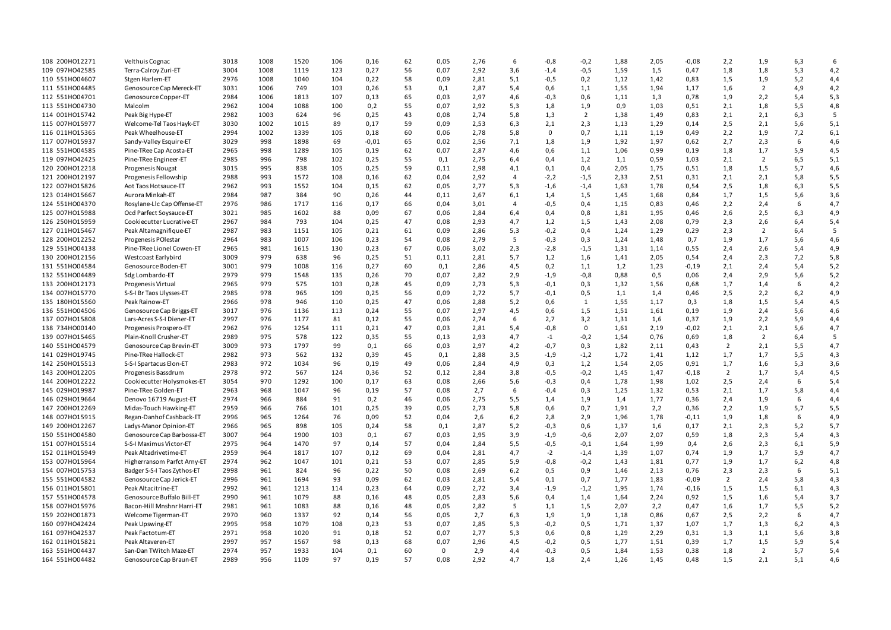| | | | | | | | | | | | | | | | | | | | | |
|---|---|---|---|---|---|---|---|---|---|---|---|---|---|---|---|---|---|---|---|---|
| 108 | 200HO12271 | Velthuis Cognac | 3018 | 1008 | 1520 | 106 | 0,16 | 62 | 0,05 | 2,76 | 6 | -0,8 | -0,2 | 1,88 | 2,05 | -0,08 | 2,2 | 1,9 | 6,3 | 6 |
| 109 | 097HO42585 | Terra-Calroy Zuri-ET | 3004 | 1008 | 1119 | 123 | 0,27 | 56 | 0,07 | 2,92 | 3,6 | -1,4 | -0,5 | 1,59 | 1,5 | 0,47 | 1,8 | 1,8 | 5,3 | 4,2 |
| 110 | 551HO04607 | Stgen Harlem-ET | 2976 | 1008 | 1040 | 104 | 0,22 | 58 | 0,09 | 2,81 | 5,1 | -0,5 | 0,2 | 1,12 | 1,42 | 0,83 | 1,5 | 1,9 | 5,2 | 4,4 |
| 111 | 551HO04485 | Genosource Cap Mereck-ET | 3031 | 1006 | 749 | 103 | 0,26 | 53 | 0,1 | 2,87 | 5,4 | 0,6 | 1,1 | 1,55 | 1,94 | 1,17 | 1,6 | 2 | 4,9 | 4,2 |
| 112 | 551HO04701 | Genosource Copper-ET | 2984 | 1006 | 1813 | 107 | 0,13 | 65 | 0,03 | 2,97 | 4,6 | -0,3 | 0,6 | 1,11 | 1,3 | 0,78 | 1,9 | 2,2 | 5,4 | 5,3 |
| 113 | 551HO04730 | Malcolm | 2962 | 1004 | 1088 | 100 | 0,2 | 55 | 0,07 | 2,92 | 5,3 | 1,8 | 1,9 | 0,9 | 1,03 | 0,51 | 2,1 | 1,8 | 5,5 | 4,8 |
| 114 | 001HO15742 | Peak Big Hype-ET | 2982 | 1003 | 624 | 96 | 0,25 | 43 | 0,08 | 2,74 | 5,8 | 1,3 | 2 | 1,38 | 1,49 | 0,83 | 2,1 | 2,1 | 6,3 | 5 |
| 115 | 007HO15977 | Welcome-Tel Taos Hayk-ET | 3030 | 1002 | 1015 | 89 | 0,17 | 59 | 0,09 | 2,53 | 6,3 | 2,1 | 2,3 | 1,13 | 1,29 | 0,14 | 2,5 | 2,1 | 5,6 | 5,1 |
| 116 | 011HO15365 | Peak Wheelhouse-ET | 2994 | 1002 | 1339 | 105 | 0,18 | 60 | 0,06 | 2,78 | 5,8 | 0 | 0,7 | 1,11 | 1,19 | 0,49 | 2,2 | 1,9 | 7,2 | 6,1 |
| 117 | 007HO15937 | Sandy-Valley Esquire-ET | 3029 | 998 | 1898 | 69 | -0,01 | 65 | 0,02 | 2,56 | 7,1 | 1,8 | 1,9 | 1,92 | 1,97 | 0,62 | 2,7 | 2,3 | 6 | 4,6 |
| 118 | 551HO04585 | Pine-TRee Cap Acosta-ET | 2965 | 998 | 1289 | 105 | 0,19 | 62 | 0,07 | 2,87 | 4,6 | 0,6 | 1,1 | 1,06 | 0,99 | 0,19 | 1,8 | 1,7 | 5,9 | 4,5 |
| 119 | 097HO42425 | Pine-TRee Engineer-ET | 2985 | 996 | 798 | 102 | 0,25 | 55 | 0,1 | 2,75 | 6,4 | 0,4 | 1,2 | 1,1 | 0,59 | 1,03 | 2,1 | 2 | 6,5 | 5,1 |
| 120 | 200HO12218 | Progenesis Nougat | 3015 | 995 | 838 | 105 | 0,25 | 59 | 0,11 | 2,98 | 4,1 | 0,1 | 0,4 | 2,05 | 1,75 | 0,51 | 1,8 | 1,5 | 5,7 | 4,6 |
| 121 | 200HO12197 | Progenesis Fellowship | 2988 | 993 | 1572 | 108 | 0,16 | 62 | 0,04 | 2,92 | 4 | -2,2 | -1,5 | 2,33 | 2,51 | 0,31 | 2,1 | 2,1 | 5,8 | 5,5 |
| 122 | 007HO15826 | Aot Taos Hotsauce-ET | 2962 | 993 | 1552 | 104 | 0,15 | 62 | 0,05 | 2,77 | 5,3 | -1,6 | -1,4 | 1,63 | 1,78 | 0,54 | 2,5 | 1,8 | 6,3 | 5,5 |
| 123 | 014HO15667 | Aurora Minkah-ET | 2984 | 987 | 384 | 90 | 0,26 | 44 | 0,11 | 2,67 | 6,1 | 1,4 | 1,5 | 1,45 | 1,68 | 0,84 | 1,7 | 1,5 | 5,6 | 3,6 |
| 124 | 551HO04370 | Rosylane-Llc Cap Offense-ET | 2976 | 986 | 1717 | 116 | 0,17 | 66 | 0,04 | 3,01 | 4 | -0,5 | 0,4 | 1,15 | 0,83 | 0,46 | 2,2 | 2,4 | 6 | 4,7 |
| 125 | 007HO15988 | Ocd Parfect Soysauce-ET | 3021 | 985 | 1602 | 88 | 0,09 | 67 | 0,06 | 2,84 | 6,4 | 0,4 | 0,8 | 1,81 | 1,95 | 0,46 | 2,6 | 2,5 | 6,3 | 4,9 |
| 126 | 250HO15959 | Cookiecutter Lucrative-ET | 2967 | 984 | 793 | 104 | 0,25 | 47 | 0,08 | 2,93 | 4,7 | 1,2 | 1,5 | 1,43 | 2,08 | 0,79 | 2,3 | 2,6 | 6,4 | 5,4 |
| 127 | 011HO15467 | Peak Altamagnifique-ET | 2987 | 983 | 1151 | 105 | 0,21 | 61 | 0,09 | 2,86 | 5,3 | -0,2 | 0,4 | 1,24 | 1,29 | 0,29 | 2,3 | 2 | 6,4 | 5 |
| 128 | 200HO12252 | Progenesis POlestar | 2964 | 983 | 1007 | 106 | 0,23 | 54 | 0,08 | 2,79 | 5 | -0,3 | 0,3 | 1,24 | 1,48 | 0,7 | 1,9 | 1,7 | 5,6 | 4,6 |
| 129 | 551HO04138 | Pine-TRee Lionel Cowen-ET | 2965 | 981 | 1615 | 130 | 0,23 | 67 | 0,06 | 3,02 | 2,3 | -2,8 | -1,5 | 1,31 | 1,14 | 0,55 | 2,4 | 2,6 | 5,4 | 4,9 |
| 130 | 200HO12156 | Westcoast Earlybird | 3009 | 979 | 638 | 96 | 0,25 | 51 | 0,11 | 2,81 | 5,7 | 1,2 | 1,6 | 1,41 | 2,05 | 0,54 | 2,4 | 2,3 | 7,2 | 5,8 |
| 131 | 551HO04584 | Genosource Boden-ET | 3001 | 979 | 1008 | 116 | 0,27 | 60 | 0,1 | 2,86 | 4,5 | 0,2 | 1,1 | 1,2 | 1,23 | -0,19 | 2,1 | 2,4 | 5,4 | 5,2 |
| 132 | 551HO04489 | Sdg Lombardo-ET | 2979 | 979 | 1548 | 135 | 0,26 | 70 | 0,07 | 2,82 | 2,9 | -1,9 | -0,8 | 0,88 | 0,5 | 0,06 | 2,4 | 2,9 | 5,6 | 5,2 |
| 133 | 200HO12173 | Progenesis Virtual | 2965 | 979 | 575 | 103 | 0,28 | 45 | 0,09 | 2,73 | 5,3 | -0,1 | 0,3 | 1,32 | 1,56 | 0,68 | 1,7 | 1,4 | 6 | 4,2 |
| 134 | 007HO15770 | S-S-I Br Taos Ulysses-ET | 2985 | 978 | 965 | 109 | 0,25 | 56 | 0,09 | 2,72 | 5,7 | -0,1 | 0,5 | 1,1 | 1,4 | 0,46 | 2,5 | 2,2 | 6,2 | 4,9 |
| 135 | 180HO15560 | Peak Rainow-ET | 2966 | 978 | 946 | 110 | 0,25 | 47 | 0,06 | 2,88 | 5,2 | 0,6 | 1 | 1,55 | 1,17 | 0,3 | 1,8 | 1,5 | 5,4 | 4,5 |
| 136 | 551HO04506 | Genosource Cap Briggs-ET | 3017 | 976 | 1136 | 113 | 0,24 | 55 | 0,07 | 2,97 | 4,5 | 0,6 | 1,5 | 1,51 | 1,61 | 0,19 | 1,9 | 2,4 | 5,6 | 4,6 |
| 137 | 007HO15808 | Lars-Acres S-S-I Diener-ET | 2997 | 976 | 1177 | 81 | 0,12 | 55 | 0,06 | 2,74 | 6 | 2,7 | 3,2 | 1,31 | 1,6 | 0,37 | 1,9 | 2,2 | 5,9 | 4,4 |
| 138 | 734HO00140 | Progenesis Prospero-ET | 2962 | 976 | 1254 | 111 | 0,21 | 47 | 0,03 | 2,81 | 5,4 | -0,8 | 0 | 1,61 | 2,19 | -0,02 | 2,1 | 2,1 | 5,6 | 4,7 |
| 139 | 007HO15465 | Plain-Knoll Crusher-ET | 2989 | 975 | 578 | 122 | 0,35 | 55 | 0,13 | 2,93 | 4,7 | -1 | -0,2 | 1,54 | 0,76 | 0,69 | 1,8 | 2 | 6,4 | 5 |
| 140 | 551HO04579 | Genosource Cap Brevin-ET | 3009 | 973 | 1797 | 99 | 0,1 | 66 | 0,03 | 2,97 | 4,2 | -0,7 | 0,3 | 1,82 | 2,11 | 0,43 | 2 | 2,1 | 5,5 | 4,7 |
| 141 | 029HO19745 | Pine-TRee Hallock-ET | 2982 | 973 | 562 | 132 | 0,39 | 45 | 0,1 | 2,88 | 3,5 | -1,9 | -1,2 | 1,72 | 1,41 | 1,12 | 1,7 | 1,7 | 5,5 | 4,3 |
| 142 | 250HO15513 | S-S-I Spartacus Elon-ET | 2983 | 972 | 1034 | 96 | 0,19 | 49 | 0,06 | 2,84 | 4,9 | 0,3 | 1,2 | 1,54 | 2,05 | 0,91 | 1,7 | 1,6 | 5,3 | 3,6 |
| 143 | 200HO12205 | Progenesis Bassdrum | 2978 | 972 | 567 | 124 | 0,36 | 52 | 0,12 | 2,84 | 3,8 | -0,5 | -0,2 | 1,45 | 1,47 | -0,18 | 2 | 1,7 | 5,4 | 4,5 |
| 144 | 200HO12222 | Cookiecutter Holysmokes-ET | 3054 | 970 | 1292 | 100 | 0,17 | 63 | 0,08 | 2,66 | 5,6 | -0,3 | 0,4 | 1,78 | 1,98 | 1,02 | 2,5 | 2,4 | 6 | 5,4 |
| 145 | 029HO19987 | Pine-TRee Golden-ET | 2963 | 968 | 1047 | 96 | 0,19 | 57 | 0,08 | 2,7 | 6 | -0,4 | 0,3 | 1,25 | 1,32 | 0,53 | 2,1 | 1,7 | 5,8 | 4,4 |
| 146 | 029HO19664 | Denovo 16719 August-ET | 2974 | 966 | 884 | 91 | 0,2 | 46 | 0,06 | 2,75 | 5,5 | 1,4 | 1,9 | 1,4 | 1,77 | 0,36 | 2,4 | 1,9 | 6 | 4,4 |
| 147 | 200HO12269 | Midas-Touch Hawking-ET | 2959 | 966 | 766 | 101 | 0,25 | 39 | 0,05 | 2,73 | 5,8 | 0,6 | 0,7 | 1,91 | 2,2 | 0,36 | 2,2 | 1,9 | 5,7 | 5,5 |
| 148 | 007HO15915 | Regan-Danhof Cashback-ET | 2996 | 965 | 1264 | 76 | 0,09 | 52 | 0,04 | 2,6 | 6,2 | 2,8 | 2,9 | 1,96 | 1,78 | -0,11 | 1,9 | 1,8 | 6 | 4,9 |
| 149 | 200HO12267 | Ladys-Manor Opinion-ET | 2966 | 965 | 898 | 105 | 0,24 | 58 | 0,1 | 2,87 | 5,2 | -0,3 | 0,6 | 1,37 | 1,6 | 0,17 | 2,1 | 2,3 | 5,2 | 5,7 |
| 150 | 551HO04580 | Genosource Cap Barbossa-ET | 3007 | 964 | 1900 | 103 | 0,1 | 67 | 0,03 | 2,95 | 3,9 | -1,9 | -0,6 | 2,07 | 2,07 | 0,59 | 1,8 | 2,3 | 5,4 | 4,3 |
| 151 | 007HO15514 | S-S-I Maximus Victor-ET | 2975 | 964 | 1470 | 97 | 0,14 | 57 | 0,04 | 2,84 | 5,5 | -0,5 | -0,1 | 1,64 | 1,99 | 0,4 | 2,6 | 2,3 | 6,1 | 5,9 |
| 152 | 011HO15949 | Peak Altadrivetime-ET | 2959 | 964 | 1817 | 107 | 0,12 | 69 | 0,04 | 2,81 | 4,7 | -2 | -1,4 | 1,39 | 1,07 | 0,74 | 1,9 | 1,7 | 5,9 | 4,7 |
| 153 | 007HO15964 | Higherransom Parfct Arny-ET | 2974 | 962 | 1047 | 101 | 0,21 | 53 | 0,07 | 2,85 | 5,9 | -0,8 | -0,2 | 1,43 | 1,81 | 0,77 | 1,9 | 1,7 | 6,2 | 4,8 |
| 154 | 007HO15753 | Badger S-S-I Taos Zythos-ET | 2998 | 961 | 824 | 96 | 0,22 | 50 | 0,08 | 2,69 | 6,2 | 0,5 | 0,9 | 1,46 | 2,13 | 0,76 | 2,3 | 2,3 | 6 | 5,1 |
| 155 | 551HO04582 | Genosource Cap Jerick-ET | 2996 | 961 | 1694 | 93 | 0,09 | 62 | 0,03 | 2,81 | 5,4 | 0,1 | 0,7 | 1,77 | 1,83 | -0,09 | 2 | 2,4 | 5,8 | 4,3 |
| 156 | 011HO15801 | Peak Altacitrine-ET | 2992 | 961 | 1213 | 114 | 0,23 | 64 | 0,09 | 2,72 | 3,4 | -1,9 | -1,2 | 1,95 | 1,74 | -0,16 | 1,5 | 1,5 | 6,1 | 4,3 |
| 157 | 551HO04578 | Genosource Buffalo Bill-ET | 2990 | 961 | 1079 | 88 | 0,16 | 48 | 0,05 | 2,83 | 5,6 | 0,4 | 1,4 | 1,64 | 2,24 | 0,92 | 1,5 | 1,6 | 5,4 | 3,7 |
| 158 | 007HO15976 | Bacon-Hill Mnshnr Harri-ET | 2981 | 961 | 1083 | 88 | 0,16 | 48 | 0,05 | 2,82 | 5 | 1,1 | 1,5 | 2,07 | 2,2 | 0,47 | 1,6 | 1,7 | 5,5 | 5,2 |
| 159 | 202HO01873 | Welcome Tigerman-ET | 2970 | 960 | 1337 | 92 | 0,14 | 56 | 0,05 | 2,7 | 6,3 | 1,9 | 1,9 | 1,18 | 0,86 | 0,67 | 2,5 | 2,2 | 6 | 4,7 |
| 160 | 097HO42424 | Peak Upswing-ET | 2995 | 958 | 1079 | 108 | 0,23 | 53 | 0,07 | 2,85 | 5,3 | -0,2 | 0,5 | 1,71 | 1,37 | 1,07 | 1,7 | 1,3 | 6,2 | 4,3 |
| 161 | 097HO42537 | Peak Factotum-ET | 2971 | 958 | 1020 | 91 | 0,18 | 52 | 0,07 | 2,77 | 5,3 | 0,6 | 0,8 | 1,29 | 2,29 | 0,31 | 1,3 | 1,1 | 5,6 | 3,8 |
| 162 | 011HO15821 | Peak Altaveren-ET | 2997 | 957 | 1567 | 98 | 0,13 | 68 | 0,07 | 2,96 | 4,5 | -0,2 | 0,5 | 1,77 | 1,51 | 0,39 | 1,7 | 1,5 | 5,9 | 5,4 |
| 163 | 551HO04437 | San-Dan TWitch Maze-ET | 2974 | 957 | 1933 | 104 | 0,1 | 60 | 0 | 2,9 | 4,4 | -0,3 | 0,5 | 1,84 | 1,53 | 0,38 | 1,8 | 2 | 5,7 | 5,4 |
| 164 | 551HO04482 | Genosource Cap Braun-ET | 2989 | 956 | 1109 | 97 | 0,19 | 57 | 0,08 | 2,92 | 4,7 | 1,8 | 2,4 | 1,26 | 1,45 | 0,48 | 1,5 | 2,1 | 5,1 | 4,6 |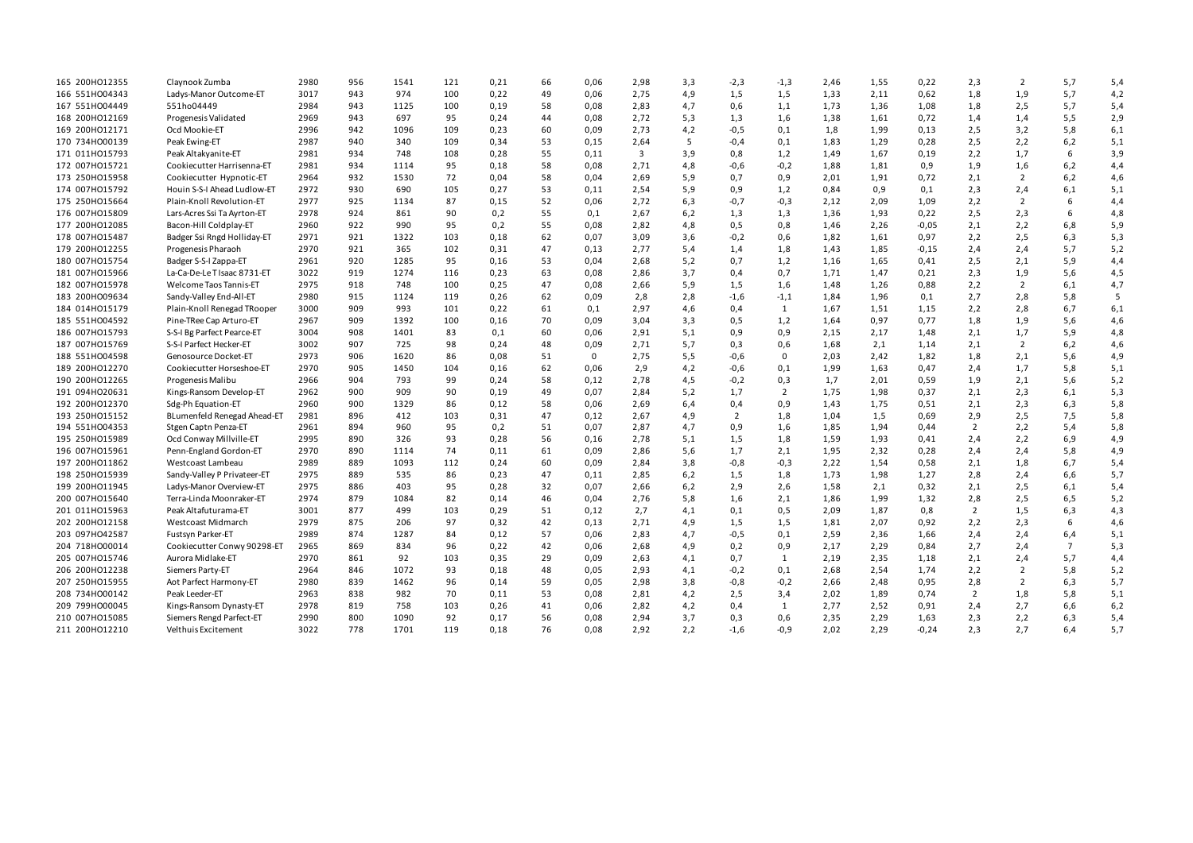| | | | | | | | | | | | | | | | | | | | | |
|---|---|---|---|---|---|---|---|---|---|---|---|---|---|---|---|---|---|---|---|---|
| 165 | 200HO12355 | Claynook Zumba | 2980 | 956 | 1541 | 121 | 0,21 | 66 | 0,06 | 2,98 | 3,3 | -2,3 | -1,3 | 2,46 | 1,55 | 0,22 | 2,3 | 2 | 5,7 | 5,4 |
| 166 | 551HO04343 | Ladys-Manor Outcome-ET | 3017 | 943 | 974 | 100 | 0,22 | 49 | 0,06 | 2,75 | 4,9 | 1,5 | 1,5 | 1,33 | 2,11 | 0,62 | 1,8 | 1,9 | 5,7 | 4,2 |
| 167 | 551HO04449 | 551ho04449 | 2984 | 943 | 1125 | 100 | 0,19 | 58 | 0,08 | 2,83 | 4,7 | 0,6 | 1,1 | 1,73 | 1,36 | 1,08 | 1,8 | 2,5 | 5,7 | 5,4 |
| 168 | 200HO12169 | Progenesis Validated | 2969 | 943 | 697 | 95 | 0,24 | 44 | 0,08 | 2,72 | 5,3 | 1,3 | 1,6 | 1,38 | 1,61 | 0,72 | 1,4 | 1,4 | 5,5 | 2,9 |
| 169 | 200HO12171 | Ocd Mookie-ET | 2996 | 942 | 1096 | 109 | 0,23 | 60 | 0,09 | 2,73 | 4,2 | -0,5 | 0,1 | 1,8 | 1,99 | 0,13 | 2,5 | 3,2 | 5,8 | 6,1 |
| 170 | 734HO00139 | Peak Ewing-ET | 2987 | 940 | 340 | 109 | 0,34 | 53 | 0,15 | 2,64 | 5 | -0,4 | 0,1 | 1,83 | 1,29 | 0,28 | 2,5 | 2,2 | 6,2 | 5,1 |
| 171 | 011HO15793 | Peak Altakyanite-ET | 2981 | 934 | 748 | 108 | 0,28 | 55 | 0,11 | 3 | 3,9 | 0,8 | 1,2 | 1,49 | 1,67 | 0,19 | 2,2 | 1,7 | 6 | 3,9 |
| 172 | 007HO15721 | Cookiecutter Harrisenna-ET | 2981 | 934 | 1114 | 95 | 0,18 | 58 | 0,08 | 2,71 | 4,8 | -0,6 | -0,2 | 1,88 | 1,81 | 0,9 | 1,9 | 1,6 | 6,2 | 4,4 |
| 173 | 250HO15958 | Cookiecutter Hypnotic-ET | 2964 | 932 | 1530 | 72 | 0,04 | 58 | 0,04 | 2,69 | 5,9 | 0,7 | 0,9 | 2,01 | 1,91 | 0,72 | 2,1 | 2 | 6,2 | 4,6 |
| 174 | 007HO15792 | Houin S-S-I Ahead Ludlow-ET | 2972 | 930 | 690 | 105 | 0,27 | 53 | 0,11 | 2,54 | 5,9 | 0,9 | 1,2 | 0,84 | 0,9 | 0,1 | 2,3 | 2,4 | 6,1 | 5,1 |
| 175 | 250HO15664 | Plain-Knoll Revolution-ET | 2977 | 925 | 1134 | 87 | 0,15 | 52 | 0,06 | 2,72 | 6,3 | -0,7 | -0,3 | 2,12 | 2,09 | 1,09 | 2,2 | 2 | 6 | 4,4 |
| 176 | 007HO15809 | Lars-Acres Ssi Ta Ayrton-ET | 2978 | 924 | 861 | 90 | 0,2 | 55 | 0,1 | 2,67 | 6,2 | 1,3 | 1,3 | 1,36 | 1,93 | 0,22 | 2,5 | 2,3 | 6 | 4,8 |
| 177 | 200HO12085 | Bacon-Hill Coldplay-ET | 2960 | 922 | 990 | 95 | 0,2 | 55 | 0,08 | 2,82 | 4,8 | 0,5 | 0,8 | 1,46 | 2,26 | -0,05 | 2,1 | 2,2 | 6,8 | 5,9 |
| 178 | 007HO15487 | Badger Ssi Rngd Holliday-ET | 2971 | 921 | 1322 | 103 | 0,18 | 62 | 0,07 | 3,09 | 3,6 | -0,2 | 0,6 | 1,82 | 1,61 | 0,97 | 2,2 | 2,5 | 6,3 | 5,3 |
| 179 | 200HO12255 | Progenesis Pharaoh | 2970 | 921 | 365 | 102 | 0,31 | 47 | 0,13 | 2,77 | 5,4 | 1,4 | 1,8 | 1,43 | 1,85 | -0,15 | 2,4 | 2,4 | 5,7 | 5,2 |
| 180 | 007HO15754 | Badger S-S-I Zappa-ET | 2961 | 920 | 1285 | 95 | 0,16 | 53 | 0,04 | 2,68 | 5,2 | 0,7 | 1,2 | 1,16 | 1,65 | 0,41 | 2,5 | 2,1 | 5,9 | 4,4 |
| 181 | 007HO15966 | La-Ca-De-Le T Isaac 8731-ET | 3022 | 919 | 1274 | 116 | 0,23 | 63 | 0,08 | 2,86 | 3,7 | 0,4 | 0,7 | 1,71 | 1,47 | 0,21 | 2,3 | 1,9 | 5,6 | 4,5 |
| 182 | 007HO15978 | Welcome Taos Tannis-ET | 2975 | 918 | 748 | 100 | 0,25 | 47 | 0,08 | 2,66 | 5,9 | 1,5 | 1,6 | 1,48 | 1,26 | 0,88 | 2,2 | 2 | 6,1 | 4,7 |
| 183 | 200HO09634 | Sandy-Valley End-All-ET | 2980 | 915 | 1124 | 119 | 0,26 | 62 | 0,09 | 2,8 | 2,8 | -1,6 | -1,1 | 1,84 | 1,96 | 0,1 | 2,7 | 2,8 | 5,8 | 5 |
| 184 | 014HO15179 | Plain-Knoll Renegad TRooper | 3000 | 909 | 993 | 101 | 0,22 | 61 | 0,1 | 2,97 | 4,6 | 0,4 | 1 | 1,67 | 1,51 | 1,15 | 2,2 | 2,8 | 6,7 | 6,1 |
| 185 | 551HO04592 | Pine-TRee Cap Arturo-ET | 2967 | 909 | 1392 | 100 | 0,16 | 70 | 0,09 | 3,04 | 3,3 | 0,5 | 1,2 | 1,64 | 0,97 | 0,77 | 1,8 | 1,9 | 5,6 | 4,6 |
| 186 | 007HO15793 | S-S-I Bg Parfect Pearce-ET | 3004 | 908 | 1401 | 83 | 0,1 | 60 | 0,06 | 2,91 | 5,1 | 0,9 | 0,9 | 2,15 | 2,17 | 1,48 | 2,1 | 1,7 | 5,9 | 4,8 |
| 187 | 007HO15769 | S-S-I Parfect Hecker-ET | 3002 | 907 | 725 | 98 | 0,24 | 48 | 0,09 | 2,71 | 5,7 | 0,3 | 0,6 | 1,68 | 2,1 | 1,14 | 2,1 | 2 | 6,2 | 4,6 |
| 188 | 551HO04598 | Genosource Docket-ET | 2973 | 906 | 1620 | 86 | 0,08 | 51 | 0 | 2,75 | 5,5 | -0,6 | 0 | 2,03 | 2,42 | 1,82 | 1,8 | 2,1 | 5,6 | 4,9 |
| 189 | 200HO12270 | Cookiecutter Horseshoe-ET | 2970 | 905 | 1450 | 104 | 0,16 | 62 | 0,06 | 2,9 | 4,2 | -0,6 | 0,1 | 1,99 | 1,63 | 0,47 | 2,4 | 1,7 | 5,8 | 5,1 |
| 190 | 200HO12265 | Progenesis Malibu | 2966 | 904 | 793 | 99 | 0,24 | 58 | 0,12 | 2,78 | 4,5 | -0,2 | 0,3 | 1,7 | 2,01 | 0,59 | 1,9 | 2,1 | 5,6 | 5,2 |
| 191 | 094HO20631 | Kings-Ransom Develop-ET | 2962 | 900 | 909 | 90 | 0,19 | 49 | 0,07 | 2,84 | 5,2 | 1,7 | 2 | 1,75 | 1,98 | 0,37 | 2,1 | 2,3 | 6,1 | 5,3 |
| 192 | 200HO12370 | Sdg-Ph Equation-ET | 2960 | 900 | 1329 | 86 | 0,12 | 58 | 0,06 | 2,69 | 6,4 | 0,4 | 0,9 | 1,43 | 1,75 | 0,51 | 2,1 | 2,3 | 6,3 | 5,8 |
| 193 | 250HO15152 | BLumenfeld Renegad Ahead-ET | 2981 | 896 | 412 | 103 | 0,31 | 47 | 0,12 | 2,67 | 4,9 | 2 | 1,8 | 1,04 | 1,5 | 0,69 | 2,9 | 2,5 | 7,5 | 5,8 |
| 194 | 551HO04353 | Stgen Captn Penza-ET | 2961 | 894 | 960 | 95 | 0,2 | 51 | 0,07 | 2,87 | 4,7 | 0,9 | 1,6 | 1,85 | 1,94 | 0,44 | 2 | 2,2 | 5,4 | 5,8 |
| 195 | 250HO15989 | Ocd Conway Millville-ET | 2995 | 890 | 326 | 93 | 0,28 | 56 | 0,16 | 2,78 | 5,1 | 1,5 | 1,8 | 1,59 | 1,93 | 0,41 | 2,4 | 2,2 | 6,9 | 4,9 |
| 196 | 007HO15961 | Penn-England Gordon-ET | 2970 | 890 | 1114 | 74 | 0,11 | 61 | 0,09 | 2,86 | 5,6 | 1,7 | 2,1 | 1,95 | 2,32 | 0,28 | 2,4 | 2,4 | 5,8 | 4,9 |
| 197 | 200HO11862 | Westcoast Lambeau | 2989 | 889 | 1093 | 112 | 0,24 | 60 | 0,09 | 2,84 | 3,8 | -0,8 | -0,3 | 2,22 | 1,54 | 0,58 | 2,1 | 1,8 | 6,7 | 5,4 |
| 198 | 250HO15939 | Sandy-Valley P Privateer-ET | 2975 | 889 | 535 | 86 | 0,23 | 47 | 0,11 | 2,85 | 6,2 | 1,5 | 1,8 | 1,73 | 1,98 | 1,27 | 2,8 | 2,4 | 6,6 | 5,7 |
| 199 | 200HO11945 | Ladys-Manor Overview-ET | 2975 | 886 | 403 | 95 | 0,28 | 32 | 0,07 | 2,66 | 6,2 | 2,9 | 2,6 | 1,58 | 2,1 | 0,32 | 2,1 | 2,5 | 6,1 | 5,4 |
| 200 | 007HO15640 | Terra-Linda Moonraker-ET | 2974 | 879 | 1084 | 82 | 0,14 | 46 | 0,04 | 2,76 | 5,8 | 1,6 | 2,1 | 1,86 | 1,99 | 1,32 | 2,8 | 2,5 | 6,5 | 5,2 |
| 201 | 011HO15963 | Peak Altafuturama-ET | 3001 | 877 | 499 | 103 | 0,29 | 51 | 0,12 | 2,7 | 4,1 | 0,1 | 0,5 | 2,09 | 1,87 | 0,8 | 2 | 1,5 | 6,3 | 4,3 |
| 202 | 200HO12158 | Westcoast Midmarch | 2979 | 875 | 206 | 97 | 0,32 | 42 | 0,13 | 2,71 | 4,9 | 1,5 | 1,5 | 1,81 | 2,07 | 0,92 | 2,2 | 2,3 | 6 | 4,6 |
| 203 | 097HO42587 | Fustsyn Parker-ET | 2989 | 874 | 1287 | 84 | 0,12 | 57 | 0,06 | 2,83 | 4,7 | -0,5 | 0,1 | 2,59 | 2,36 | 1,66 | 2,4 | 2,4 | 6,4 | 5,1 |
| 204 | 718HO00014 | Cookiecutter Conwy 90298-ET | 2965 | 869 | 834 | 96 | 0,22 | 42 | 0,06 | 2,68 | 4,9 | 0,2 | 0,9 | 2,17 | 2,29 | 0,84 | 2,7 | 2,4 | 7 | 5,3 |
| 205 | 007HO15746 | Aurora Midlake-ET | 2970 | 861 | 92 | 103 | 0,35 | 29 | 0,09 | 2,63 | 4,1 | 0,7 | 1 | 2,19 | 2,35 | 1,18 | 2,1 | 2,4 | 5,7 | 4,4 |
| 206 | 200HO12238 | Siemers Party-ET | 2964 | 846 | 1072 | 93 | 0,18 | 48 | 0,05 | 2,93 | 4,1 | -0,2 | 0,1 | 2,68 | 2,54 | 1,74 | 2,2 | 2 | 5,8 | 5,2 |
| 207 | 250HO15955 | Aot Parfect Harmony-ET | 2980 | 839 | 1462 | 96 | 0,14 | 59 | 0,05 | 2,98 | 3,8 | -0,8 | -0,2 | 2,66 | 2,48 | 0,95 | 2,8 | 2 | 6,3 | 5,7 |
| 208 | 734HO00142 | Peak Leeder-ET | 2963 | 838 | 982 | 70 | 0,11 | 53 | 0,08 | 2,81 | 4,2 | 2,5 | 3,4 | 2,02 | 1,89 | 0,74 | 2 | 1,8 | 5,8 | 5,1 |
| 209 | 799HO00045 | Kings-Ransom Dynasty-ET | 2978 | 819 | 758 | 103 | 0,26 | 41 | 0,06 | 2,82 | 4,2 | 0,4 | 1 | 2,77 | 2,52 | 0,91 | 2,4 | 2,7 | 6,6 | 6,2 |
| 210 | 007HO15085 | Siemers Rengd Parfect-ET | 2990 | 800 | 1090 | 92 | 0,17 | 56 | 0,08 | 2,94 | 3,7 | 0,3 | 0,6 | 2,35 | 2,29 | 1,63 | 2,3 | 2,2 | 6,3 | 5,4 |
| 211 | 200HO12210 | Velthuis Excitement | 3022 | 778 | 1701 | 119 | 0,18 | 76 | 0,08 | 2,92 | 2,2 | -1,6 | -0,9 | 2,02 | 2,29 | -0,24 | 2,3 | 2,7 | 6,4 | 5,7 |